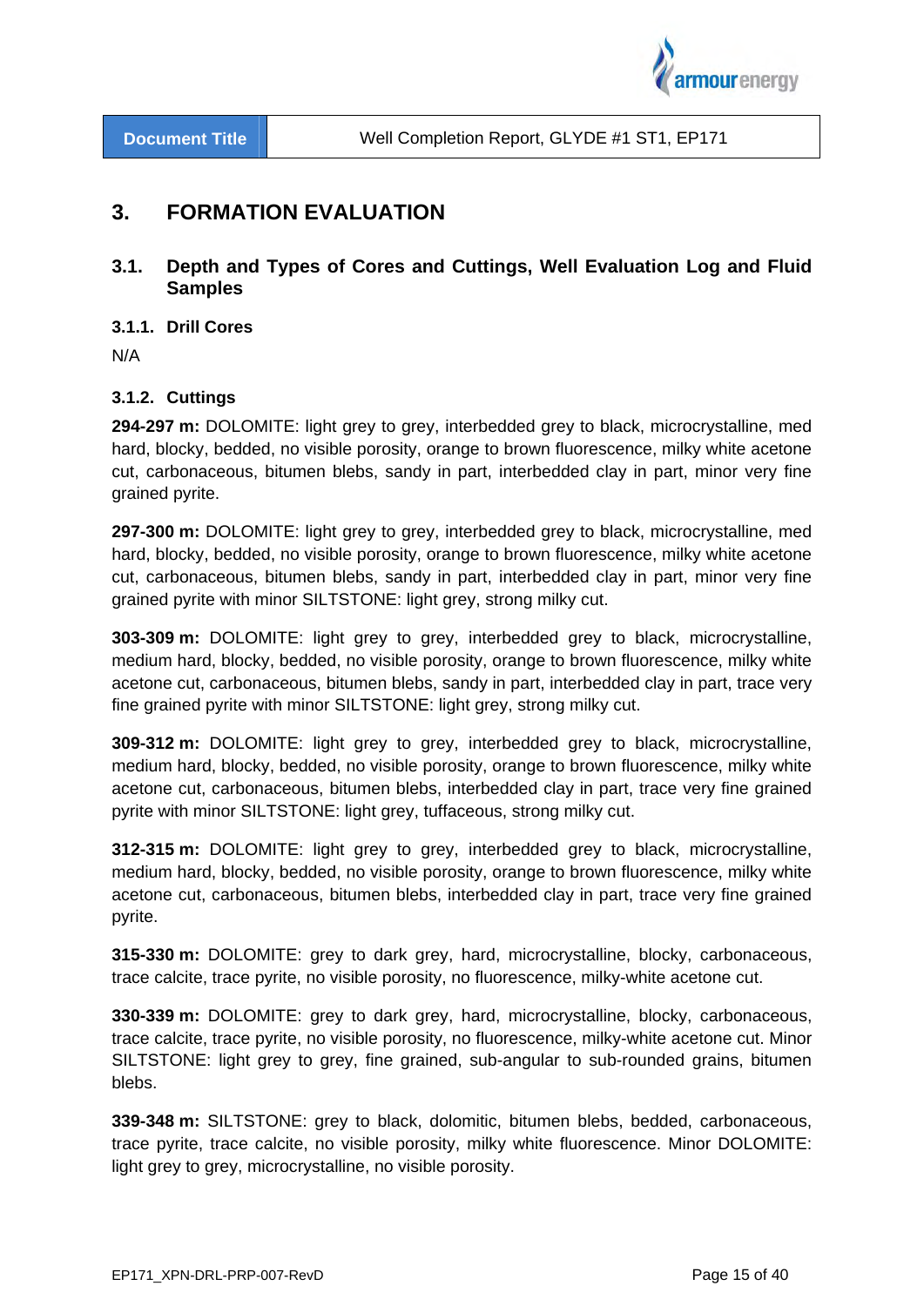| Document Title | Well Completion Report, GLYDE #1 ST1, EP171 |
| --- | --- |

# 3. FORMATION EVALUATION

## 3.1. Depth and Types of Cores and Cuttings, Well Evaluation Log and Fluid Samples

### 3.1.1. Drill Cores

N/A

### 3.1.2. Cuttings

**294-297 m:** DOLOMITE: light grey to grey, interbedded grey to black, microcrystalline, med hard, blocky, bedded, no visible porosity, orange to brown fluorescence, milky white acetone cut, carbonaceous, bitumen blebs, sandy in part, interbedded clay in part, minor very fine grained pyrite.

**297-300 m:** DOLOMITE: light grey to grey, interbedded grey to black, microcrystalline, med hard, blocky, bedded, no visible porosity, orange to brown fluorescence, milky white acetone cut, carbonaceous, bitumen blebs, sandy in part, interbedded clay in part, minor very fine grained pyrite with minor SILTSTONE: light grey, strong milky cut.

**303-309 m:** DOLOMITE: light grey to grey, interbedded grey to black, microcrystalline, medium hard, blocky, bedded, no visible porosity, orange to brown fluorescence, milky white acetone cut, carbonaceous, bitumen blebs, sandy in part, interbedded clay in part, trace very fine grained pyrite with minor SILTSTONE: light grey, strong milky cut.

**309-312 m:** DOLOMITE: light grey to grey, interbedded grey to black, microcrystalline, medium hard, blocky, bedded, no visible porosity, orange to brown fluorescence, milky white acetone cut, carbonaceous, bitumen blebs, interbedded clay in part, trace very fine grained pyrite with minor SILTSTONE: light grey, tuffaceous, strong milky cut.

**312-315 m:** DOLOMITE: light grey to grey, interbedded grey to black, microcrystalline, medium hard, blocky, bedded, no visible porosity, orange to brown fluorescence, milky white acetone cut, carbonaceous, bitumen blebs, interbedded clay in part, trace very fine grained pyrite.

**315-330 m:** DOLOMITE: grey to dark grey, hard, microcrystalline, blocky, carbonaceous, trace calcite, trace pyrite, no visible porosity, no fluorescence, milky-white acetone cut.

**330-339 m:** DOLOMITE: grey to dark grey, hard, microcrystalline, blocky, carbonaceous, trace calcite, trace pyrite, no visible porosity, no fluorescence, milky-white acetone cut. Minor SILTSTONE: light grey to grey, fine grained, sub-angular to sub-rounded grains, bitumen blebs.

**339-348 m:** SILTSTONE: grey to black, dolomitic, bitumen blebs, bedded, carbonaceous, trace pyrite, trace calcite, no visible porosity, milky white fluorescence. Minor DOLOMITE: light grey to grey, microcrystalline, no visible porosity.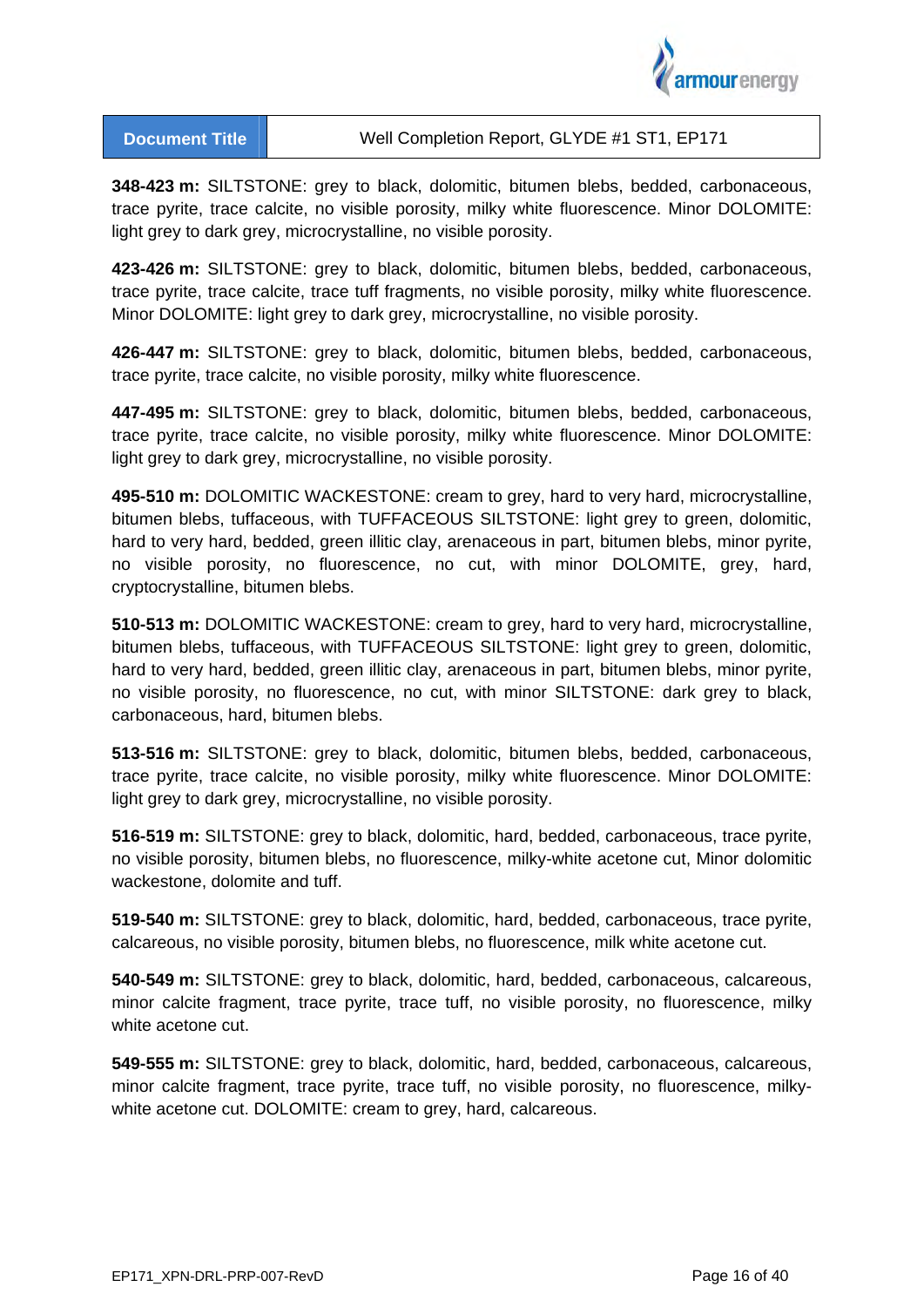**348-423 m:** SILTSTONE: grey to black, dolomitic, bitumen blebs, bedded, carbonaceous, trace pyrite, trace calcite, no visible porosity, milky white fluorescence. Minor DOLOMITE: light grey to dark grey, microcrystalline, no visible porosity.

**423-426 m:** SILTSTONE: grey to black, dolomitic, bitumen blebs, bedded, carbonaceous, trace pyrite, trace calcite, trace tuff fragments, no visible porosity, milky white fluorescence. Minor DOLOMITE: light grey to dark grey, microcrystalline, no visible porosity.

**426-447 m:** SILTSTONE: grey to black, dolomitic, bitumen blebs, bedded, carbonaceous, trace pyrite, trace calcite, no visible porosity, milky white fluorescence.

**447-495 m:** SILTSTONE: grey to black, dolomitic, bitumen blebs, bedded, carbonaceous, trace pyrite, trace calcite, no visible porosity, milky white fluorescence. Minor DOLOMITE: light grey to dark grey, microcrystalline, no visible porosity.

**495-510 m:** DOLOMITIC WACKESTONE: cream to grey, hard to very hard, microcrystalline, bitumen blebs, tuffaceous, with TUFFACEOUS SILTSTONE: light grey to green, dolomitic, hard to very hard, bedded, green illitic clay, arenaceous in part, bitumen blebs, minor pyrite, no visible porosity, no fluorescence, no cut, with minor DOLOMITE, grey, hard, cryptocrystalline, bitumen blebs.

**510-513 m:** DOLOMITIC WACKESTONE: cream to grey, hard to very hard, microcrystalline, bitumen blebs, tuffaceous, with TUFFACEOUS SILTSTONE: light grey to green, dolomitic, hard to very hard, bedded, green illitic clay, arenaceous in part, bitumen blebs, minor pyrite, no visible porosity, no fluorescence, no cut, with minor SILTSTONE: dark grey to black, carbonaceous, hard, bitumen blebs.

**513-516 m:** SILTSTONE: grey to black, dolomitic, bitumen blebs, bedded, carbonaceous, trace pyrite, trace calcite, no visible porosity, milky white fluorescence. Minor DOLOMITE: light grey to dark grey, microcrystalline, no visible porosity.

**516-519 m:** SILTSTONE: grey to black, dolomitic, hard, bedded, carbonaceous, trace pyrite, no visible porosity, bitumen blebs, no fluorescence, milky-white acetone cut, Minor dolomitic wackestone, dolomite and tuff.

**519-540 m:** SILTSTONE: grey to black, dolomitic, hard, bedded, carbonaceous, trace pyrite, calcareous, no visible porosity, bitumen blebs, no fluorescence, milk white acetone cut.

**540-549 m:** SILTSTONE: grey to black, dolomitic, hard, bedded, carbonaceous, calcareous, minor calcite fragment, trace pyrite, trace tuff, no visible porosity, no fluorescence, milky white acetone cut.

**549-555 m:** SILTSTONE: grey to black, dolomitic, hard, bedded, carbonaceous, calcareous, minor calcite fragment, trace pyrite, trace tuff, no visible porosity, no fluorescence, milky-white acetone cut. DOLOMITE: cream to grey, hard, calcareous.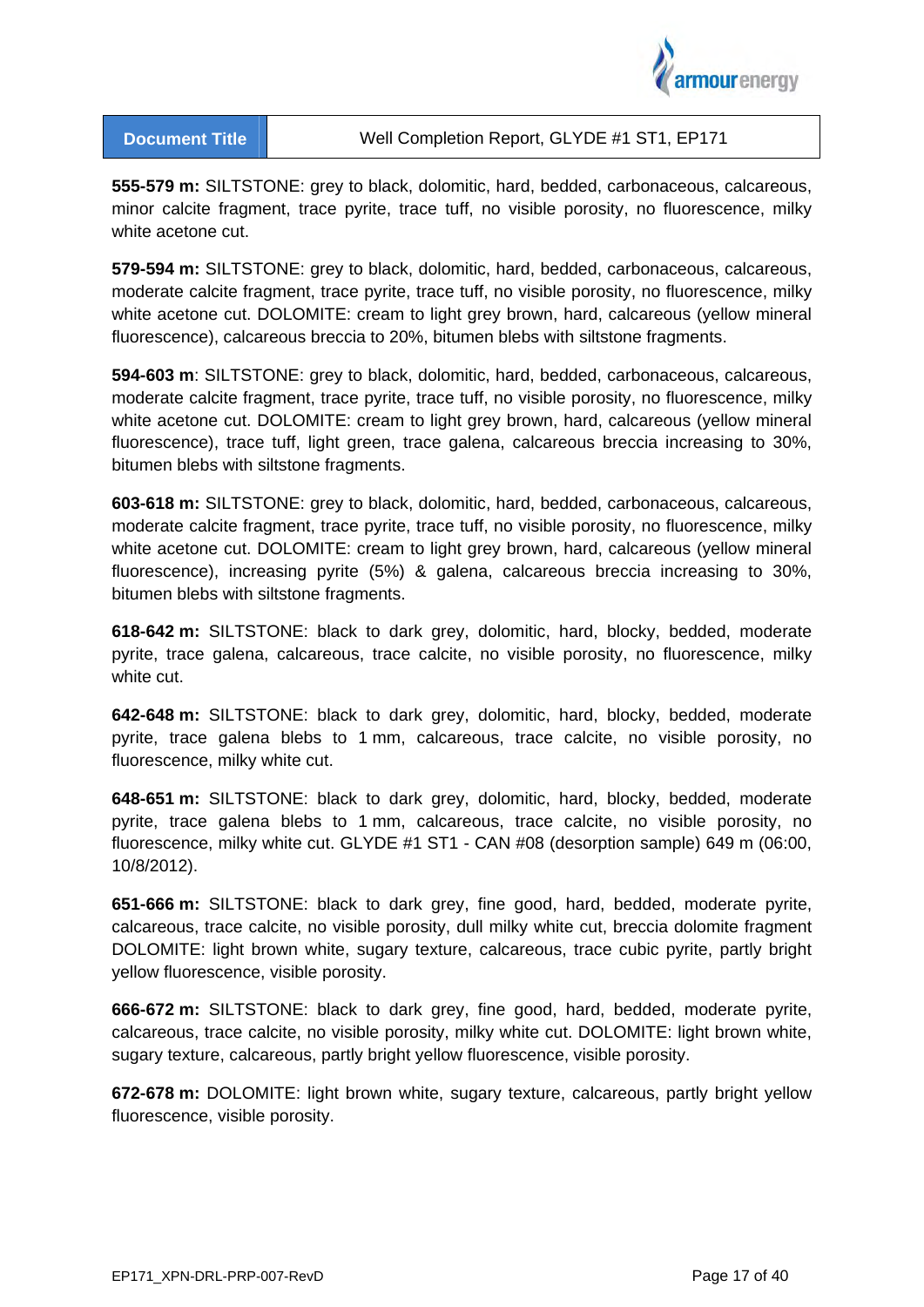**555-579 m:** SILTSTONE: grey to black, dolomitic, hard, bedded, carbonaceous, calcareous, minor calcite fragment, trace pyrite, trace tuff, no visible porosity, no fluorescence, milky white acetone cut.

**579-594 m:** SILTSTONE: grey to black, dolomitic, hard, bedded, carbonaceous, calcareous, moderate calcite fragment, trace pyrite, trace tuff, no visible porosity, no fluorescence, milky white acetone cut. DOLOMITE: cream to light grey brown, hard, calcareous (yellow mineral fluorescence), calcareous breccia to 20%, bitumen blebs with siltstone fragments.

**594-603 m**: SILTSTONE: grey to black, dolomitic, hard, bedded, carbonaceous, calcareous, moderate calcite fragment, trace pyrite, trace tuff, no visible porosity, no fluorescence, milky white acetone cut. DOLOMITE: cream to light grey brown, hard, calcareous (yellow mineral fluorescence), trace tuff, light green, trace galena, calcareous breccia increasing to 30%, bitumen blebs with siltstone fragments.

**603-618 m:** SILTSTONE: grey to black, dolomitic, hard, bedded, carbonaceous, calcareous, moderate calcite fragment, trace pyrite, trace tuff, no visible porosity, no fluorescence, milky white acetone cut. DOLOMITE: cream to light grey brown, hard, calcareous (yellow mineral fluorescence), increasing pyrite (5%) & galena, calcareous breccia increasing to 30%, bitumen blebs with siltstone fragments.

**618-642 m:** SILTSTONE: black to dark grey, dolomitic, hard, blocky, bedded, moderate pyrite, trace galena, calcareous, trace calcite, no visible porosity, no fluorescence, milky white cut.

**642-648 m:** SILTSTONE: black to dark grey, dolomitic, hard, blocky, bedded, moderate pyrite, trace galena blebs to 1 mm, calcareous, trace calcite, no visible porosity, no fluorescence, milky white cut.

**648-651 m:** SILTSTONE: black to dark grey, dolomitic, hard, blocky, bedded, moderate pyrite, trace galena blebs to 1 mm, calcareous, trace calcite, no visible porosity, no fluorescence, milky white cut. GLYDE #1 ST1 - CAN #08 (desorption sample) 649 m (06:00, 10/8/2012).

**651-666 m:** SILTSTONE: black to dark grey, fine good, hard, bedded, moderate pyrite, calcareous, trace calcite, no visible porosity, dull milky white cut, breccia dolomite fragment DOLOMITE: light brown white, sugary texture, calcareous, trace cubic pyrite, partly bright yellow fluorescence, visible porosity.

**666-672 m:** SILTSTONE: black to dark grey, fine good, hard, bedded, moderate pyrite, calcareous, trace calcite, no visible porosity, milky white cut. DOLOMITE: light brown white, sugary texture, calcareous, partly bright yellow fluorescence, visible porosity.

**672-678 m:** DOLOMITE: light brown white, sugary texture, calcareous, partly bright yellow fluorescence, visible porosity.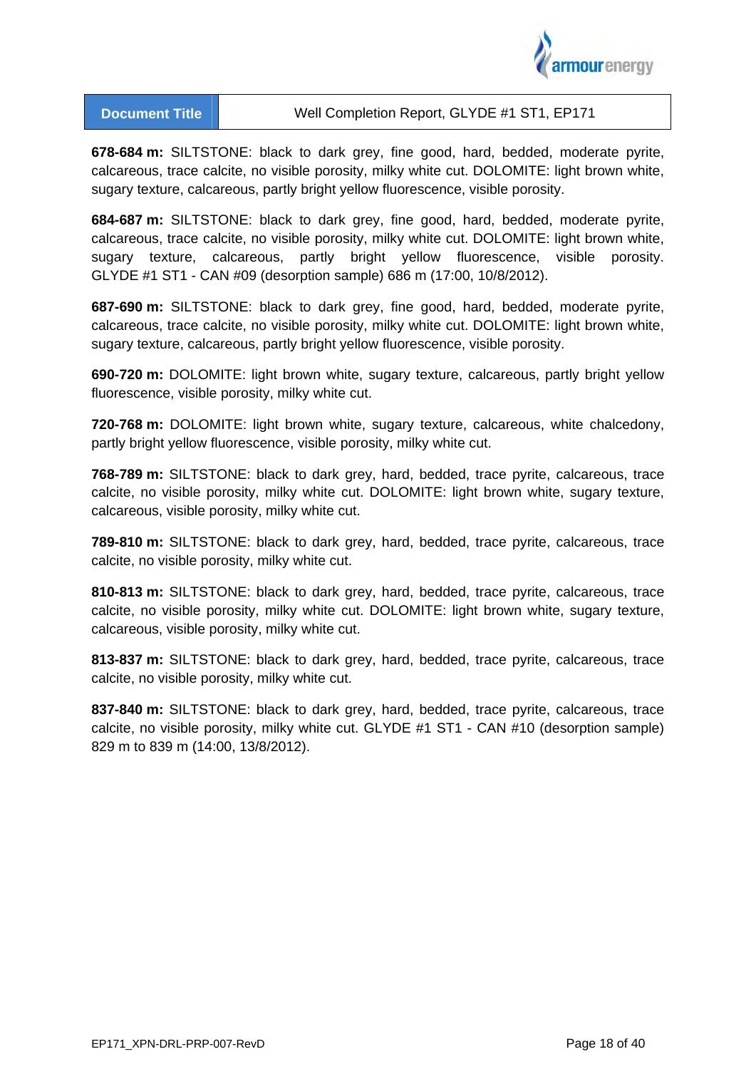**678-684 m:** SILTSTONE: black to dark grey, fine good, hard, bedded, moderate pyrite, calcareous, trace calcite, no visible porosity, milky white cut. DOLOMITE: light brown white, sugary texture, calcareous, partly bright yellow fluorescence, visible porosity.

**684-687 m:** SILTSTONE: black to dark grey, fine good, hard, bedded, moderate pyrite, calcareous, trace calcite, no visible porosity, milky white cut. DOLOMITE: light brown white, sugary texture, calcareous, partly bright yellow fluorescence, visible porosity. GLYDE #1 ST1 - CAN #09 (desorption sample) 686 m (17:00, 10/8/2012).

**687-690 m:** SILTSTONE: black to dark grey, fine good, hard, bedded, moderate pyrite, calcareous, trace calcite, no visible porosity, milky white cut. DOLOMITE: light brown white, sugary texture, calcareous, partly bright yellow fluorescence, visible porosity.

**690-720 m:** DOLOMITE: light brown white, sugary texture, calcareous, partly bright yellow fluorescence, visible porosity, milky white cut.

**720-768 m:** DOLOMITE: light brown white, sugary texture, calcareous, white chalcedony, partly bright yellow fluorescence, visible porosity, milky white cut.

**768-789 m:** SILTSTONE: black to dark grey, hard, bedded, trace pyrite, calcareous, trace calcite, no visible porosity, milky white cut. DOLOMITE: light brown white, sugary texture, calcareous, visible porosity, milky white cut.

**789-810 m:** SILTSTONE: black to dark grey, hard, bedded, trace pyrite, calcareous, trace calcite, no visible porosity, milky white cut.

**810-813 m:** SILTSTONE: black to dark grey, hard, bedded, trace pyrite, calcareous, trace calcite, no visible porosity, milky white cut. DOLOMITE: light brown white, sugary texture, calcareous, visible porosity, milky white cut.

**813-837 m:** SILTSTONE: black to dark grey, hard, bedded, trace pyrite, calcareous, trace calcite, no visible porosity, milky white cut.

**837-840 m:** SILTSTONE: black to dark grey, hard, bedded, trace pyrite, calcareous, trace calcite, no visible porosity, milky white cut. GLYDE #1 ST1 - CAN #10 (desorption sample) 829 m to 839 m (14:00, 13/8/2012).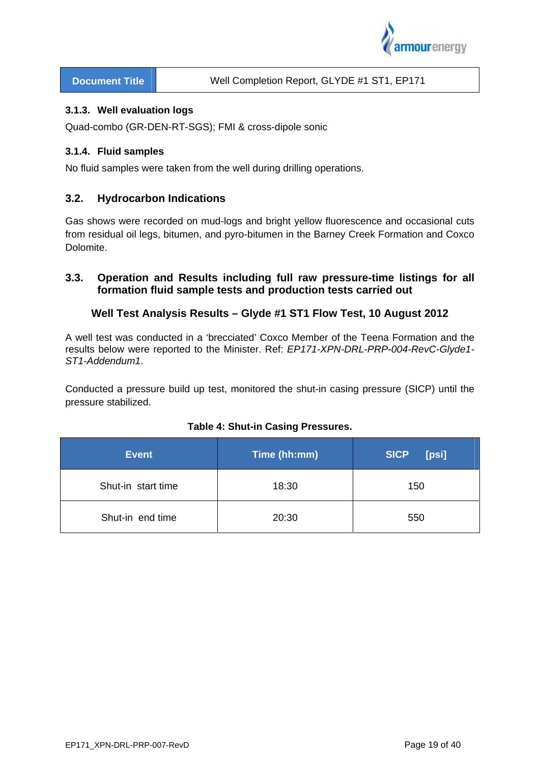### 3.1.3. Well evaluation logs

Quad-combo (GR-DEN-RT-SGS); FMI & cross-dipole sonic

### 3.1.4. Fluid samples

No fluid samples were taken from the well during drilling operations.

## 3.2. Hydrocarbon Indications

Gas shows were recorded on mud-logs and bright yellow fluorescence and occasional cuts from residual oil legs, bitumen, and pyro-bitumen in the Barney Creek Formation and Coxco Dolomite.

## 3.3. Operation and Results including full raw pressure-time listings for all formation fluid sample tests and production tests carried out

**Well Test Analysis Results – Glyde #1 ST1 Flow Test, 10 August 2012**

A well test was conducted in a 'brecciated' Coxco Member of the Teena Formation and the results below were reported to the Minister. Ref: *EP171-XPN-DRL-PRP-004-RevC-Glyde1-ST1-Addendum1*.

Conducted a pressure build up test, monitored the shut-in casing pressure (SICP) until the pressure stabilized.

**Table 4: Shut-in Casing Pressures.**

| Event | Time (hh:mm) | SICP [psi] |
|---|---|---|
| Shut-in start time | 18:30 | 150 |
| Shut-in end time | 20:30 | 550 |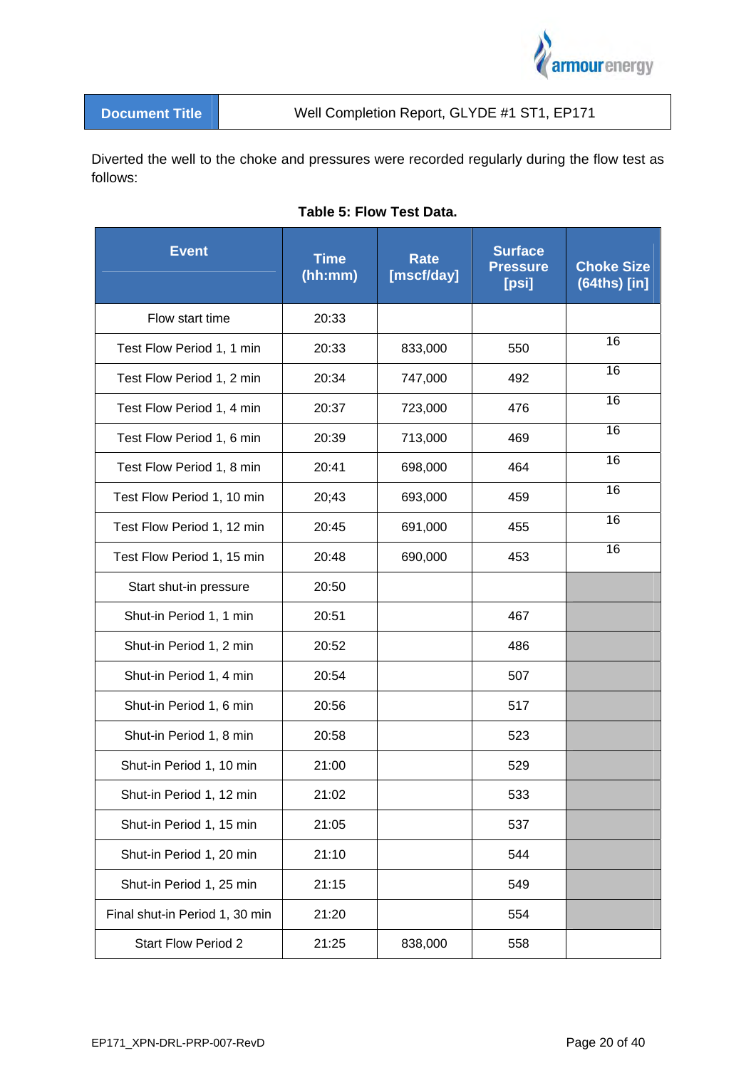| Document Title | Well Completion Report, GLYDE #1 ST1, EP171 |
|---|---|

Diverted the well to the choke and pressures were recorded regularly during the flow test as follows:

**Table 5: Flow Test Data.**

| Event | Time (hh:mm) | Rate [mscf/day] | Surface Pressure [psi] | Choke Size (64ths) [in] |
|---|---|---|---|---|
| Flow start time | 20:33 | | | |
| Test Flow Period 1, 1 min | 20:33 | 833,000 | 550 | 16 |
| Test Flow Period 1, 2 min | 20:34 | 747,000 | 492 | 16 |
| Test Flow Period 1, 4 min | 20:37 | 723,000 | 476 | 16 |
| Test Flow Period 1, 6 min | 20:39 | 713,000 | 469 | 16 |
| Test Flow Period 1, 8 min | 20:41 | 698,000 | 464 | 16 |
| Test Flow Period 1, 10 min | 20;43 | 693,000 | 459 | 16 |
| Test Flow Period 1, 12 min | 20:45 | 691,000 | 455 | 16 |
| Test Flow Period 1, 15 min | 20:48 | 690,000 | 453 | 16 |
| Start shut-in pressure | 20:50 | | | |
| Shut-in Period 1, 1 min | 20:51 | | 467 | |
| Shut-in Period 1, 2 min | 20:52 | | 486 | |
| Shut-in Period 1, 4 min | 20:54 | | 507 | |
| Shut-in Period 1, 6 min | 20:56 | | 517 | |
| Shut-in Period 1, 8 min | 20:58 | | 523 | |
| Shut-in Period 1, 10 min | 21:00 | | 529 | |
| Shut-in Period 1, 12 min | 21:02 | | 533 | |
| Shut-in Period 1, 15 min | 21:05 | | 537 | |
| Shut-in Period 1, 20 min | 21:10 | | 544 | |
| Shut-in Period 1, 25 min | 21:15 | | 549 | |
| Final shut-in Period 1, 30 min | 21:20 | | 554 | |
| Start Flow Period 2 | 21:25 | 838,000 | 558 | |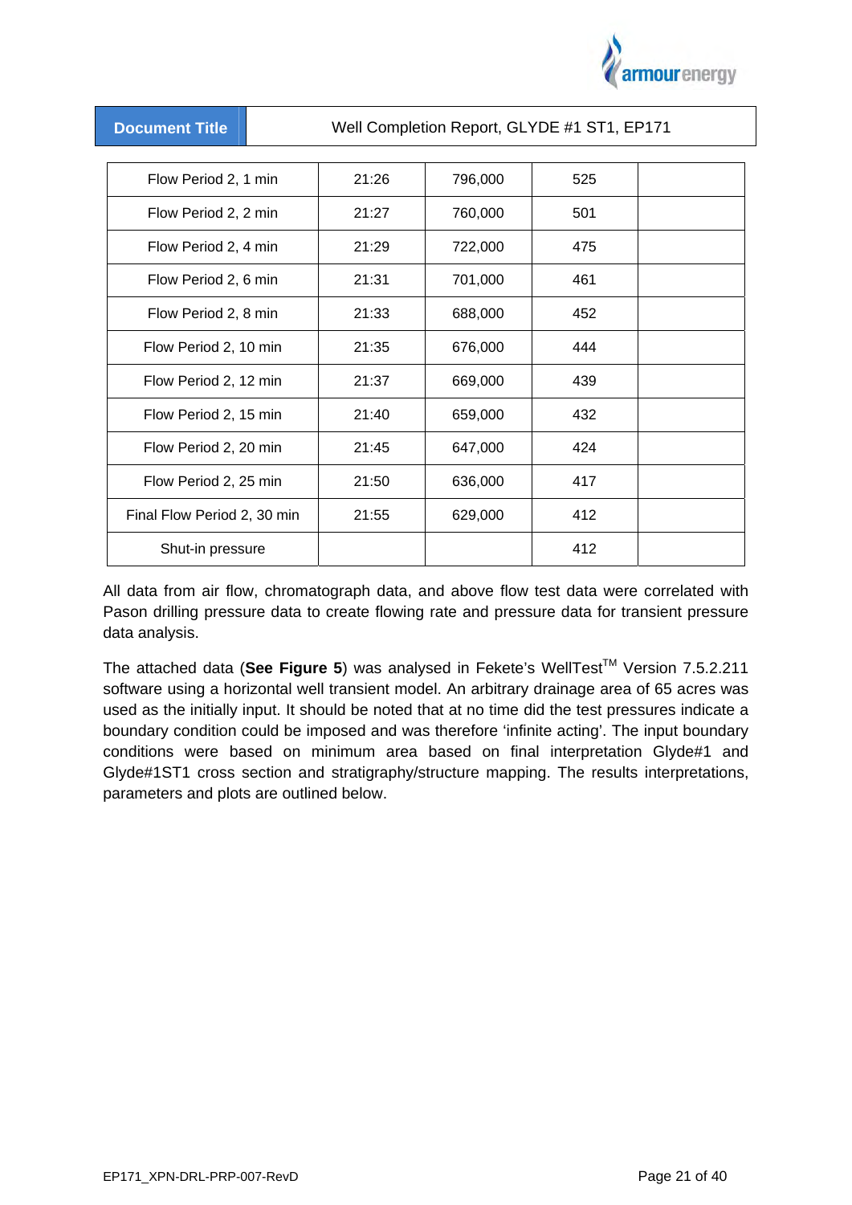| Flow Period 2, 1 min | 21:26 | 796,000 | 525 | |
|---|---|---|---|---|
| Flow Period 2, 2 min | 21:27 | 760,000 | 501 | |
| Flow Period 2, 4 min | 21:29 | 722,000 | 475 | |
| Flow Period 2, 6 min | 21:31 | 701,000 | 461 | |
| Flow Period 2, 8 min | 21:33 | 688,000 | 452 | |
| Flow Period 2, 10 min | 21:35 | 676,000 | 444 | |
| Flow Period 2, 12 min | 21:37 | 669,000 | 439 | |
| Flow Period 2, 15 min | 21:40 | 659,000 | 432 | |
| Flow Period 2, 20 min | 21:45 | 647,000 | 424 | |
| Flow Period 2, 25 min | 21:50 | 636,000 | 417 | |
| Final Flow Period 2, 30 min | 21:55 | 629,000 | 412 | |
| Shut-in pressure | | | 412 | |

All data from air flow, chromatograph data, and above flow test data were correlated with Pason drilling pressure data to create flowing rate and pressure data for transient pressure data analysis.

The attached data (**See Figure 5**) was analysed in Fekete's WellTest$^{TM}$ Version 7.5.2.211 software using a horizontal well transient model. An arbitrary drainage area of 65 acres was used as the initially input. It should be noted that at no time did the test pressures indicate a boundary condition could be imposed and was therefore 'infinite acting'. The input boundary conditions were based on minimum area based on final interpretation Glyde#1 and Glyde#1ST1 cross section and stratigraphy/structure mapping. The results interpretations, parameters and plots are outlined below.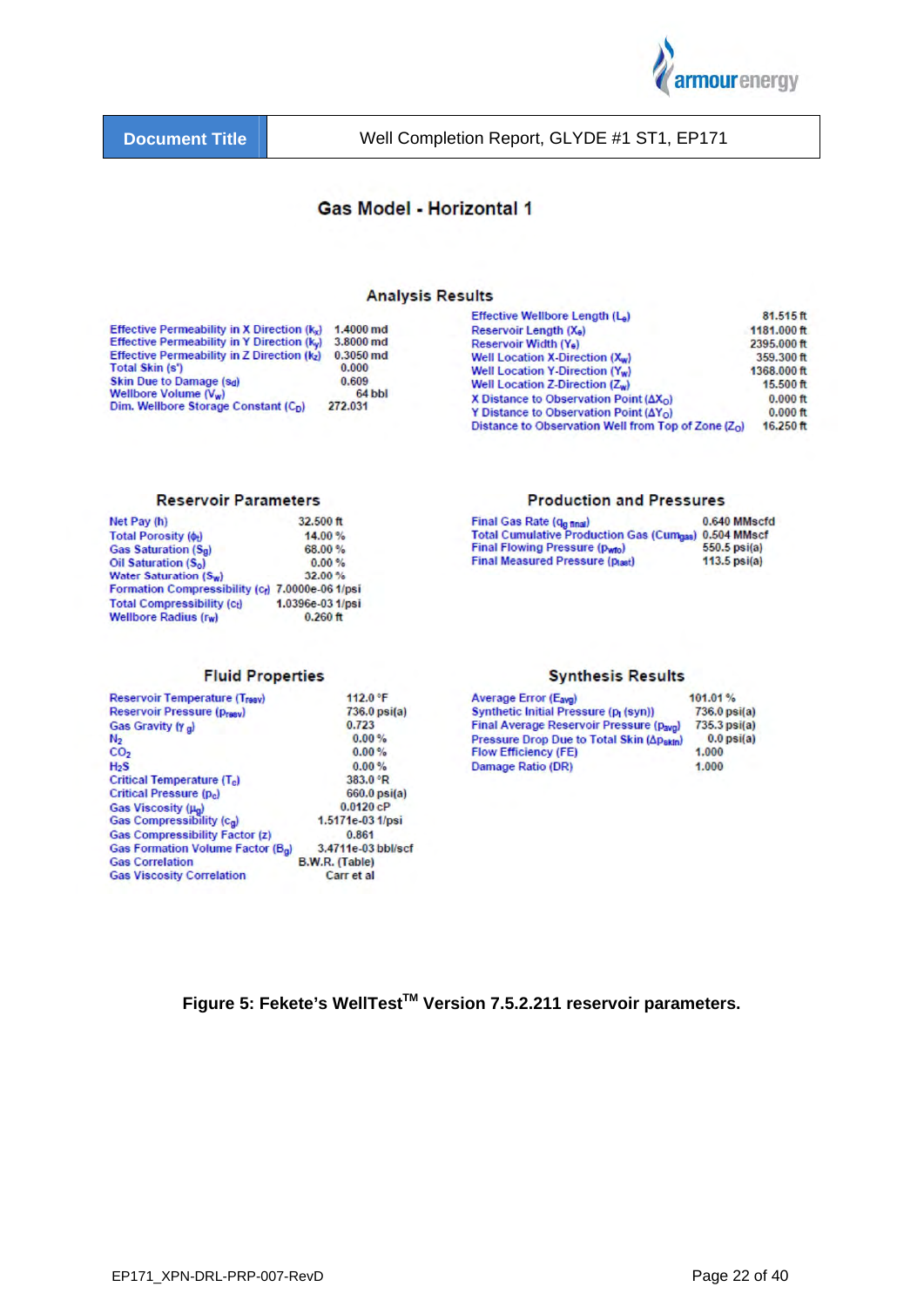| Document Title | Well Completion Report, GLYDE #1 ST1, EP171 |
|---|---|

## Gas Model - Horizontal 1

### Analysis Results

| Parameter | Value |
|---|---|
| Effective Permeability in X Direction ($k_x$) | 1.4000 md |
| Effective Permeability in Y Direction ($k_y$) | 3.8000 md |
| Effective Permeability in Z Direction ($k_z$) | 0.3050 md |
| Total Skin (s') | 0.000 |
| Skin Due to Damage ($s_d$) | 0.609 |
| Wellbore Volume ($V_w$) | 64 bbl |
| Dim. Wellbore Storage Constant ($C_D$) | 272.031 |

| Parameter | Value |
|---|---|
| Effective Wellbore Length ($L_e$) | 81.515 ft |
| Reservoir Length ($X_e$) | 1181.000 ft |
| Reservoir Width ($Y_e$) | 2395.000 ft |
| Well Location X-Direction ($X_w$) | 359.300 ft |
| Well Location Y-Direction ($Y_w$) | 1368.000 ft |
| Well Location Z-Direction ($Z_w$) | 15.500 ft |
| X Distance to Observation Point ($\Delta X_O$) | 0.000 ft |
| Y Distance to Observation Point ($\Delta Y_O$) | 0.000 ft |
| Distance to Observation Well from Top of Zone ($Z_O$) | 16.250 ft |

### Reservoir Parameters

| Parameter | Value |
|---|---|
| Net Pay (h) | 32.500 ft |
| Total Porosity ($\phi_t$) | 14.00 % |
| Gas Saturation ($S_g$) | 68.00 % |
| Oil Saturation ($S_o$) | 0.00 % |
| Water Saturation ($S_w$) | 32.00 % |
| Formation Compressibility ($c_f$) | 7.0000e-06 1/psi |
| Total Compressibility ($c_t$) | 1.0396e-03 1/psi |
| Wellbore Radius ($r_w$) | 0.260 ft |

### Production and Pressures

| Parameter | Value |
|---|---|
| Final Gas Rate ($q_{g\ final}$) | 0.640 MMscfd |
| Total Cumulative Production Gas ($Cum_{gas}$) | 0.504 MMscf |
| Final Flowing Pressure ($p_{wfo}$) | 550.5 psi(a) |
| Final Measured Pressure ($p_{last}$) | 113.5 psi(a) |

### Fluid Properties

| Parameter | Value |
|---|---|
| Reservoir Temperature ($T_{resv}$) | 112.0 °F |
| Reservoir Pressure ($p_{resv}$) | 736.0 psi(a) |
| Gas Gravity ($\gamma_g$) | 0.723 |
| $N_2$ | 0.00 % |
| $CO_2$ | 0.00 % |
| $H_2S$ | 0.00 % |
| Critical Temperature ($T_c$) | 383.0 °R |
| Critical Pressure ($p_c$) | 660.0 psi(a) |
| Gas Viscosity ($\mu_g$) | 0.0120 cP |
| Gas Compressibility ($c_g$) | 1.5171e-03 1/psi |
| Gas Compressibility Factor (z) | 0.861 |
| Gas Formation Volume Factor ($B_g$) | 3.4711e-03 bbl/scf |
| Gas Correlation | B.W.R. (Table) |
| Gas Viscosity Correlation | Carr et al |

### Synthesis Results

| Parameter | Value |
|---|---|
| Average Error ($E_{avg}$) | 101.01 % |
| Synthetic Initial Pressure ($p_i$ (syn)) | 736.0 psi(a) |
| Final Average Reservoir Pressure ($p_{avg}$) | 735.3 psi(a) |
| Pressure Drop Due to Total Skin ($\Delta p_{skin}$) | 0.0 psi(a) |
| Flow Efficiency (FE) | 1.000 |
| Damage Ratio (DR) | 1.000 |

**Figure 5: Fekete's WellTest$^{TM}$ Version 7.5.2.211 reservoir parameters.**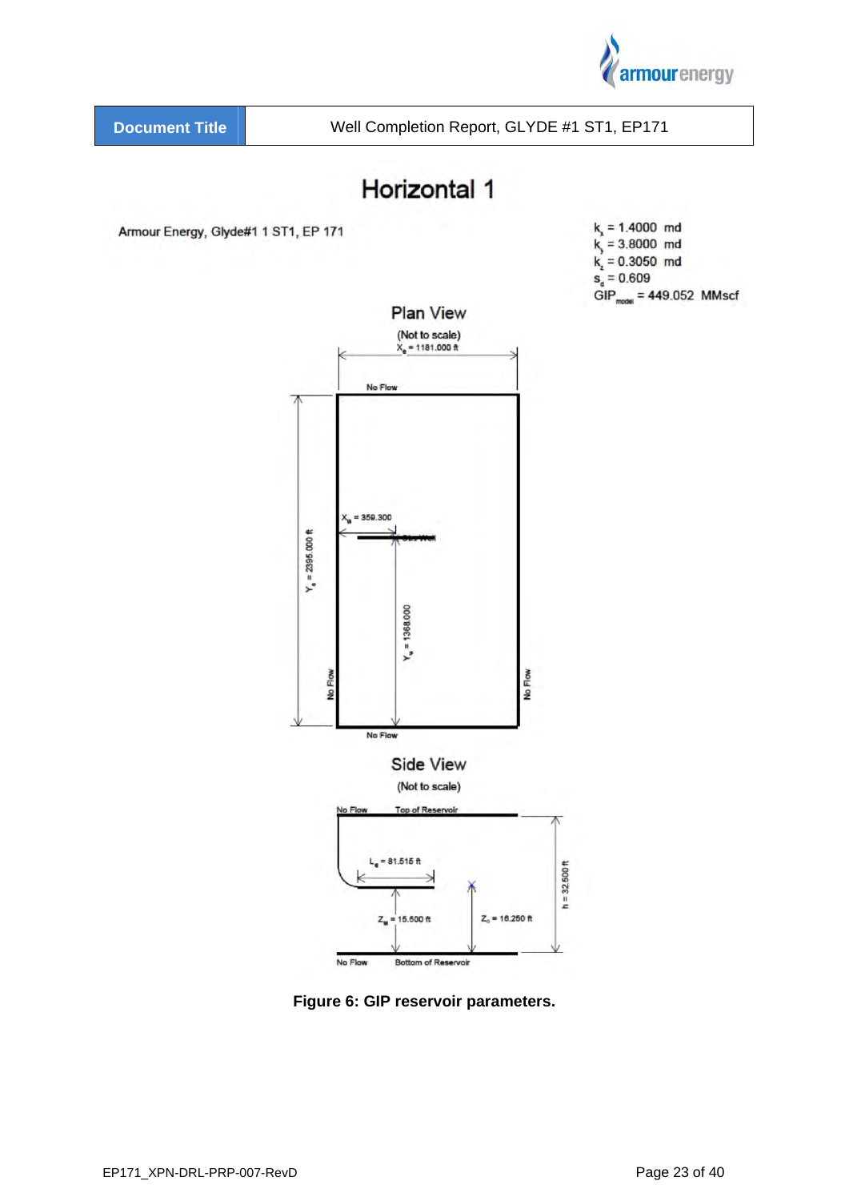# Horizontal 1

Armour Energy, Glyde#1 1 ST1, EP 171

$k_x$ = 1.4000 md
$k_y$ = 3.8000 md
$k_z$ = 0.3050 md
$s_d$ = 0.609
$GIP_{model}$ = 449.052 MMscf

## Plan View

(Not to scale)

$X_e$ = 1181.000 ft

No Flow

$Y_e$ = 2395.000 ft

$X_w$ = 359.300

Gas Well

$Y_w$ = 1368.000

No Flow

No Flow

No Flow

## Side View

(Not to scale)

No Flow — Top of Reservoir

$L_e$ = 81.515 ft

$Z_w$ = 15.500 ft

$Z_o$ = 16.250 ft

h = 32.500 ft

No Flow — Bottom of Reservoir

**Figure 6: GIP reservoir parameters.**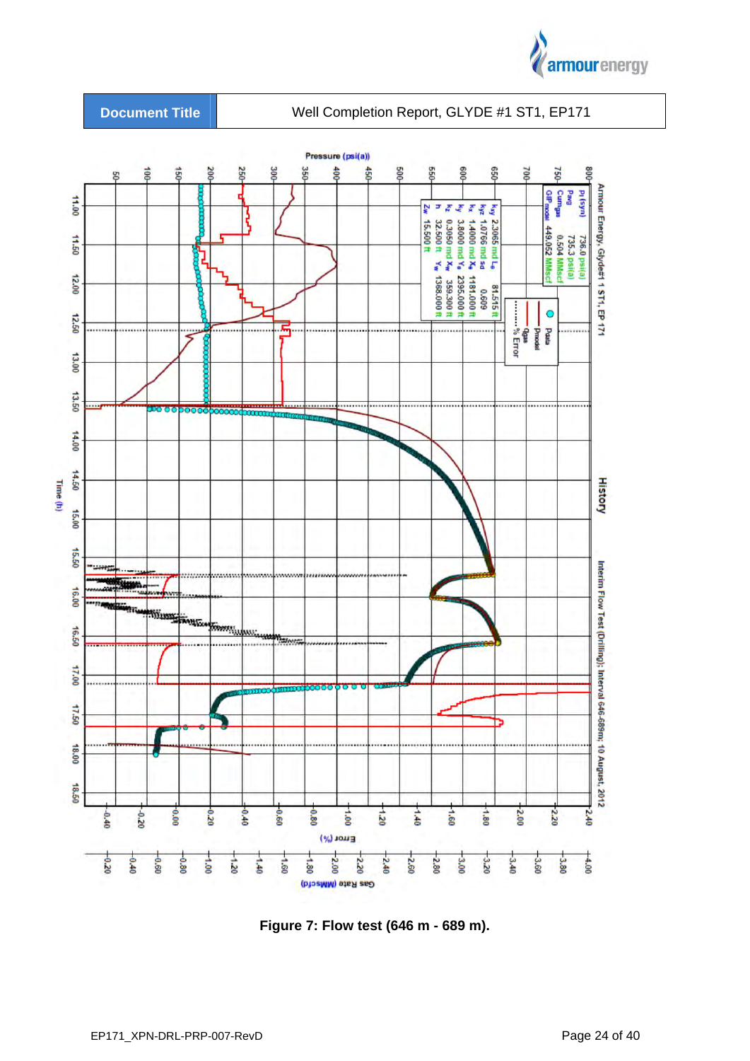| Document Title | Well Completion Report, GLYDE #1 ST1, EP171 |
| --- | --- |

Figure 7: Flow test (646 m - 689 m).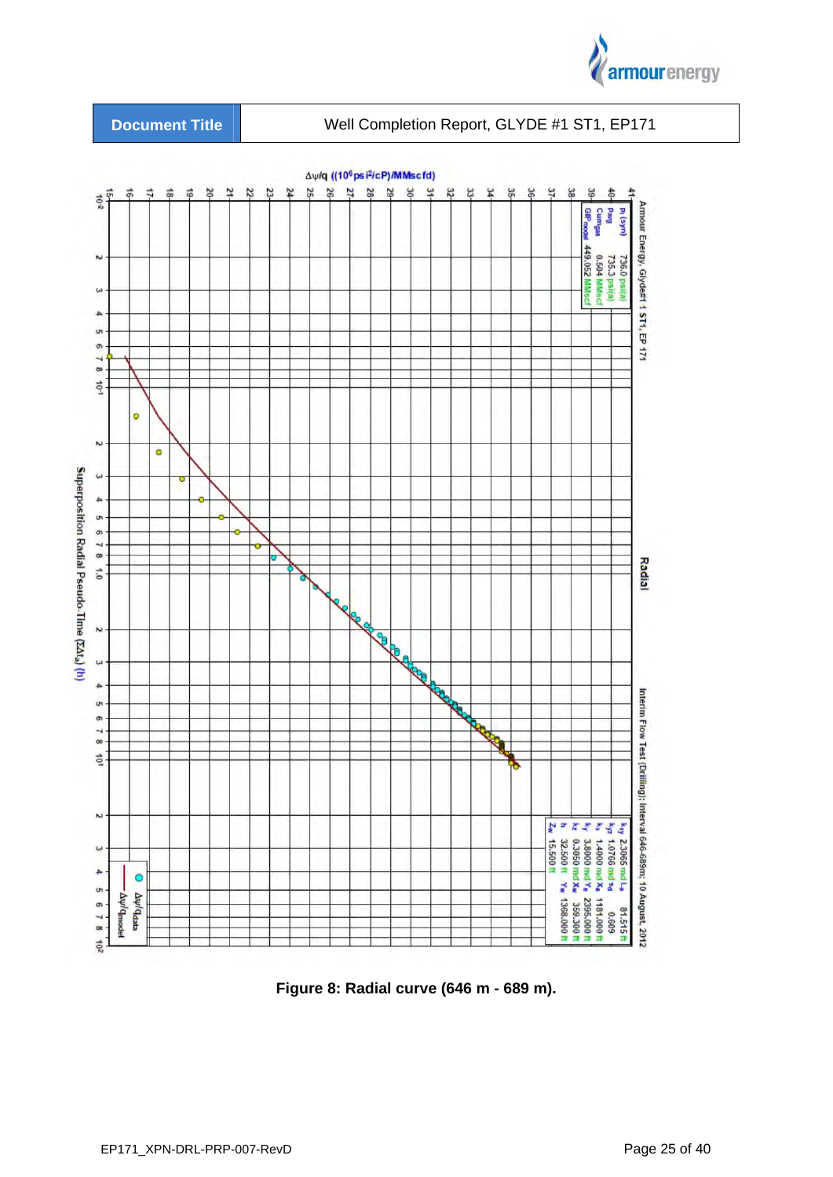**Figure 8: Radial curve (646 m - 689 m).**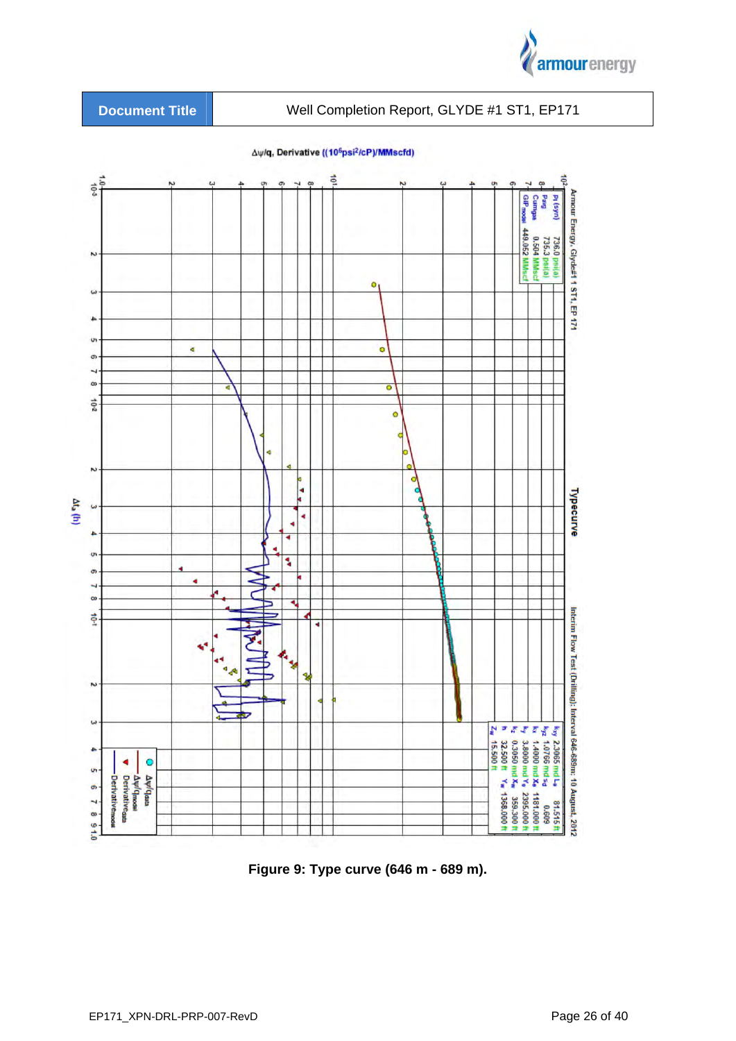Document Title | Well Completion Report, GLYDE #1 ST1, EP171

Δψ/q, Derivative ((10[6]psi[2]/cP)/MMscfd)

Armour Energy, Glyde#1 ST1, EP 171

Typecurve

Interim Flow Test (Drilling): Interval 646-689m: 10 August, 2012

Pi (syn) 736.0 psi(a)
Pavg 735.3 psi(a)
Cumgas 0.504 MMscf
GIP model 449.052 MMscf

kxy 2.3065 md Lw 81.515 ft
kyz 1.0766 md sa 0.609
kx 1.4000 md Xe 1181.000 ft
ky 3.8000 md Ye 2395.000 ft
kz 0.3050 md Xw 359.300 ft
h 32.500 ft Yw 1368.000 ft
Zw 15.500 ft

Δta (h)

Δψ/qdata
Δψ/qmodel
Derivativedata
Derivativemodel

Figure 9: Type curve (646 m - 689 m).